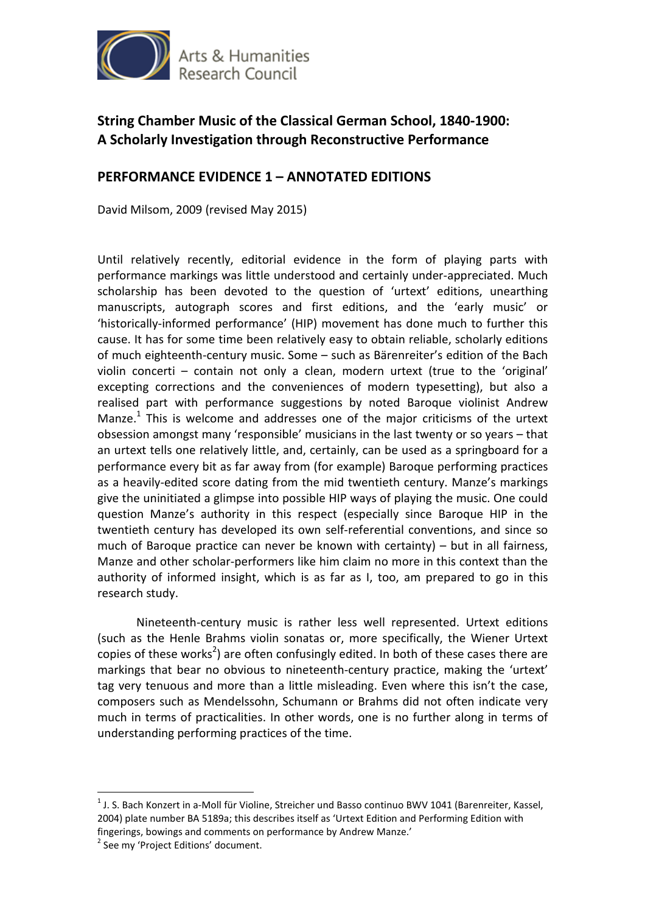Arts & Humanities Research Council

# String Chamber Music of the Classical German School, 1840-1900: A Scholarly Investigation through Reconstructive Performance

## PERFORMANCE EVIDENCE 1 – ANNOTATED EDITIONS

David Milsom, 2009 (revised May 2015)

Until relatively recently, editorial evidence in the form of playing parts with performance markings was little understood and certainly under-appreciated. Much scholarship has been devoted to the question of 'urtext' editions, unearthing manuscripts, autograph scores and first editions, and the 'early music' or 'historically-informed performance' (HIP) movement has done much to further this cause. It has for some time been relatively easy to obtain reliable, scholarly editions of much eighteenth-century music. Some – such as Bärenreiter's edition of the Bach violin concerti – contain not only a clean, modern urtext (true to the 'original' excepting corrections and the conveniences of modern typesetting), but also a realised part with performance suggestions by noted Baroque violinist Andrew Manze.[1] This is welcome and addresses one of the major criticisms of the urtext obsession amongst many 'responsible' musicians in the last twenty or so years – that an urtext tells one relatively little, and, certainly, can be used as a springboard for a performance every bit as far away from (for example) Baroque performing practices as a heavily-edited score dating from the mid twentieth century. Manze's markings give the uninitiated a glimpse into possible HIP ways of playing the music. One could question Manze's authority in this respect (especially since Baroque HIP in the twentieth century has developed its own self-referential conventions, and since so much of Baroque practice can never be known with certainty) – but in all fairness, Manze and other scholar-performers like him claim no more in this context than the authority of informed insight, which is as far as I, too, am prepared to go in this research study.

Nineteenth-century music is rather less well represented. Urtext editions (such as the Henle Brahms violin sonatas or, more specifically, the Wiener Urtext copies of these works[2]) are often confusingly edited. In both of these cases there are markings that bear no obvious to nineteenth-century practice, making the 'urtext' tag very tenuous and more than a little misleading. Even where this isn't the case, composers such as Mendelssohn, Schumann or Brahms did not often indicate very much in terms of practicalities. In other words, one is no further along in terms of understanding performing practices of the time.

---

[1] J. S. Bach Konzert in a-Moll für Violine, Streicher und Basso continuo BWV 1041 (Barenreiter, Kassel, 2004) plate number BA 5189a; this describes itself as 'Urtext Edition and Performing Edition with fingerings, bowings and comments on performance by Andrew Manze.'

[2] See my 'Project Editions' document.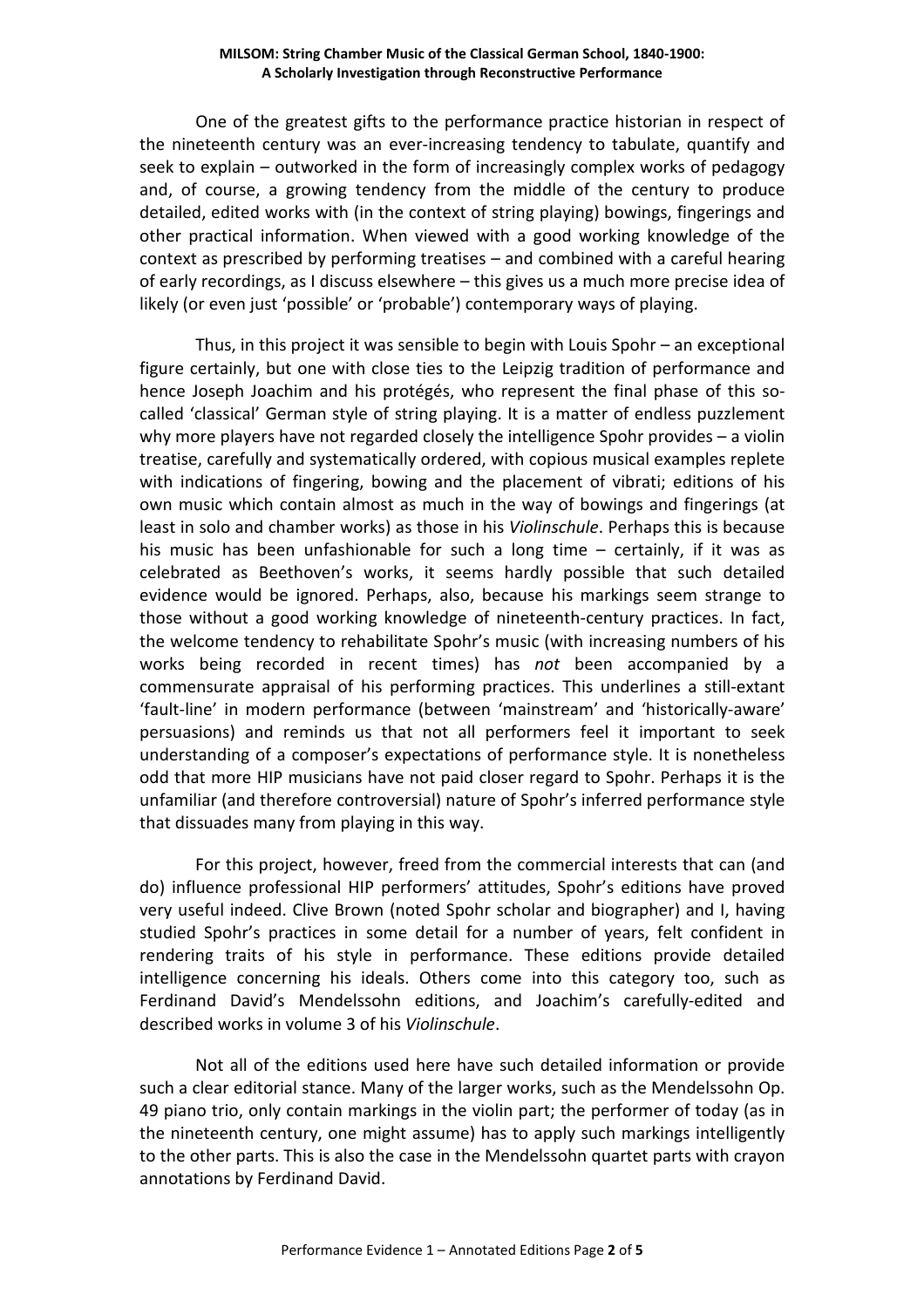One of the greatest gifts to the performance practice historian in respect of the nineteenth century was an ever-increasing tendency to tabulate, quantify and seek to explain – outworked in the form of increasingly complex works of pedagogy and, of course, a growing tendency from the middle of the century to produce detailed, edited works with (in the context of string playing) bowings, fingerings and other practical information. When viewed with a good working knowledge of the context as prescribed by performing treatises – and combined with a careful hearing of early recordings, as I discuss elsewhere – this gives us a much more precise idea of likely (or even just 'possible' or 'probable') contemporary ways of playing.

Thus, in this project it was sensible to begin with Louis Spohr – an exceptional figure certainly, but one with close ties to the Leipzig tradition of performance and hence Joseph Joachim and his protégés, who represent the final phase of this so-called 'classical' German style of string playing. It is a matter of endless puzzlement why more players have not regarded closely the intelligence Spohr provides – a violin treatise, carefully and systematically ordered, with copious musical examples replete with indications of fingering, bowing and the placement of vibrati; editions of his own music which contain almost as much in the way of bowings and fingerings (at least in solo and chamber works) as those in his *Violinschule*. Perhaps this is because his music has been unfashionable for such a long time – certainly, if it was as celebrated as Beethoven's works, it seems hardly possible that such detailed evidence would be ignored. Perhaps, also, because his markings seem strange to those without a good working knowledge of nineteenth-century practices. In fact, the welcome tendency to rehabilitate Spohr's music (with increasing numbers of his works being recorded in recent times) has *not* been accompanied by a commensurate appraisal of his performing practices. This underlines a still-extant 'fault-line' in modern performance (between 'mainstream' and 'historically-aware' persuasions) and reminds us that not all performers feel it important to seek understanding of a composer's expectations of performance style. It is nonetheless odd that more HIP musicians have not paid closer regard to Spohr. Perhaps it is the unfamiliar (and therefore controversial) nature of Spohr's inferred performance style that dissuades many from playing in this way.

For this project, however, freed from the commercial interests that can (and do) influence professional HIP performers' attitudes, Spohr's editions have proved very useful indeed. Clive Brown (noted Spohr scholar and biographer) and I, having studied Spohr's practices in some detail for a number of years, felt confident in rendering traits of his style in performance. These editions provide detailed intelligence concerning his ideals. Others come into this category too, such as Ferdinand David's Mendelssohn editions, and Joachim's carefully-edited and described works in volume 3 of his *Violinschule*.

Not all of the editions used here have such detailed information or provide such a clear editorial stance. Many of the larger works, such as the Mendelssohn Op. 49 piano trio, only contain markings in the violin part; the performer of today (as in the nineteenth century, one might assume) has to apply such markings intelligently to the other parts. This is also the case in the Mendelssohn quartet parts with crayon annotations by Ferdinand David.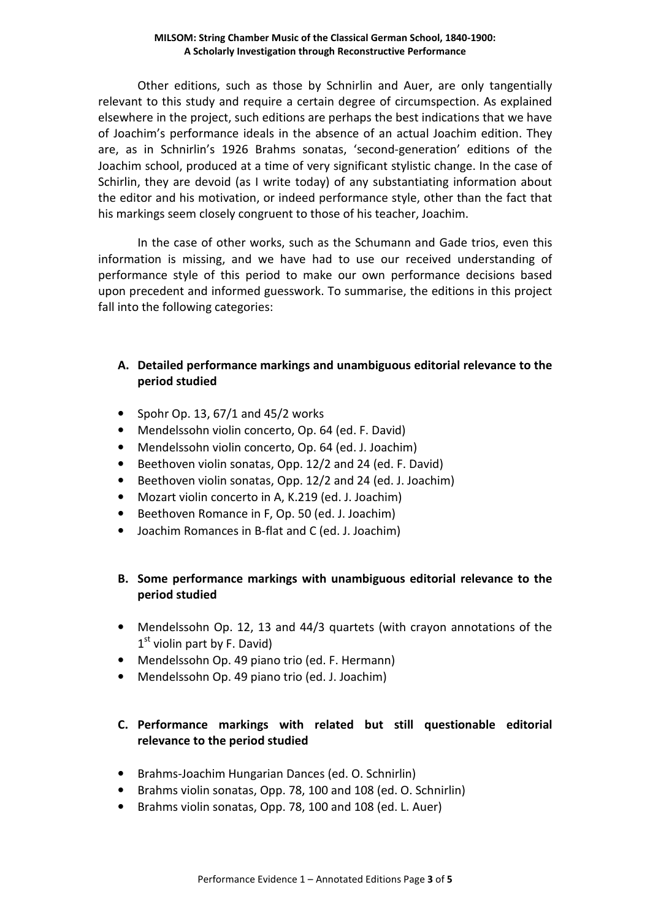Other editions, such as those by Schnirlin and Auer, are only tangentially relevant to this study and require a certain degree of circumspection. As explained elsewhere in the project, such editions are perhaps the best indications that we have of Joachim's performance ideals in the absence of an actual Joachim edition. They are, as in Schnirlin's 1926 Brahms sonatas, 'second-generation' editions of the Joachim school, produced at a time of very significant stylistic change. In the case of Schirlin, they are devoid (as I write today) of any substantiating information about the editor and his motivation, or indeed performance style, other than the fact that his markings seem closely congruent to those of his teacher, Joachim.

In the case of other works, such as the Schumann and Gade trios, even this information is missing, and we have had to use our received understanding of performance style of this period to make our own performance decisions based upon precedent and informed guesswork. To summarise, the editions in this project fall into the following categories:

### A. Detailed performance markings and unambiguous editorial relevance to the period studied

- Spohr Op. 13, 67/1 and 45/2 works
- Mendelssohn violin concerto, Op. 64 (ed. F. David)
- Mendelssohn violin concerto, Op. 64 (ed. J. Joachim)
- Beethoven violin sonatas, Opp. 12/2 and 24 (ed. F. David)
- Beethoven violin sonatas, Opp. 12/2 and 24 (ed. J. Joachim)
- Mozart violin concerto in A, K.219 (ed. J. Joachim)
- Beethoven Romance in F, Op. 50 (ed. J. Joachim)
- Joachim Romances in B-flat and C (ed. J. Joachim)

### B. Some performance markings with unambiguous editorial relevance to the period studied

- Mendelssohn Op. 12, 13 and 44/3 quartets (with crayon annotations of the 1st violin part by F. David)
- Mendelssohn Op. 49 piano trio (ed. F. Hermann)
- Mendelssohn Op. 49 piano trio (ed. J. Joachim)

### C. Performance markings with related but still questionable editorial relevance to the period studied

- Brahms-Joachim Hungarian Dances (ed. O. Schnirlin)
- Brahms violin sonatas, Opp. 78, 100 and 108 (ed. O. Schnirlin)
- Brahms violin sonatas, Opp. 78, 100 and 108 (ed. L. Auer)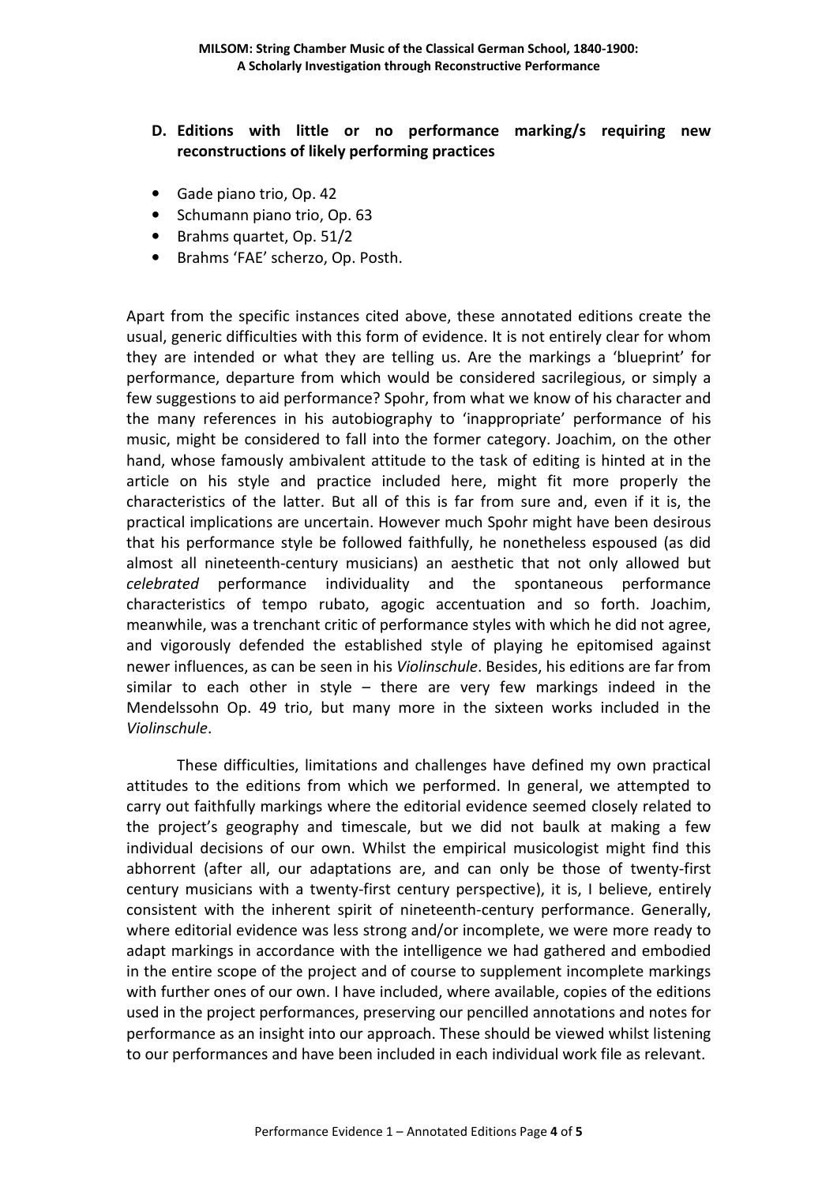**D. Editions with little or no performance marking/s requiring new reconstructions of likely performing practices**

- Gade piano trio, Op. 42
- Schumann piano trio, Op. 63
- Brahms quartet, Op. 51/2
- Brahms 'FAE' scherzo, Op. Posth.

Apart from the specific instances cited above, these annotated editions create the usual, generic difficulties with this form of evidence. It is not entirely clear for whom they are intended or what they are telling us. Are the markings a 'blueprint' for performance, departure from which would be considered sacrilegious, or simply a few suggestions to aid performance? Spohr, from what we know of his character and the many references in his autobiography to 'inappropriate' performance of his music, might be considered to fall into the former category. Joachim, on the other hand, whose famously ambivalent attitude to the task of editing is hinted at in the article on his style and practice included here, might fit more properly the characteristics of the latter. But all of this is far from sure and, even if it is, the practical implications are uncertain. However much Spohr might have been desirous that his performance style be followed faithfully, he nonetheless espoused (as did almost all nineteenth-century musicians) an aesthetic that not only allowed but *celebrated* performance individuality and the spontaneous performance characteristics of tempo rubato, agogic accentuation and so forth. Joachim, meanwhile, was a trenchant critic of performance styles with which he did not agree, and vigorously defended the established style of playing he epitomised against newer influences, as can be seen in his *Violinschule*. Besides, his editions are far from similar to each other in style – there are very few markings indeed in the Mendelssohn Op. 49 trio, but many more in the sixteen works included in the *Violinschule*.

These difficulties, limitations and challenges have defined my own practical attitudes to the editions from which we performed. In general, we attempted to carry out faithfully markings where the editorial evidence seemed closely related to the project's geography and timescale, but we did not baulk at making a few individual decisions of our own. Whilst the empirical musicologist might find this abhorrent (after all, our adaptations are, and can only be those of twenty-first century musicians with a twenty-first century perspective), it is, I believe, entirely consistent with the inherent spirit of nineteenth-century performance. Generally, where editorial evidence was less strong and/or incomplete, we were more ready to adapt markings in accordance with the intelligence we had gathered and embodied in the entire scope of the project and of course to supplement incomplete markings with further ones of our own. I have included, where available, copies of the editions used in the project performances, preserving our pencilled annotations and notes for performance as an insight into our approach. These should be viewed whilst listening to our performances and have been included in each individual work file as relevant.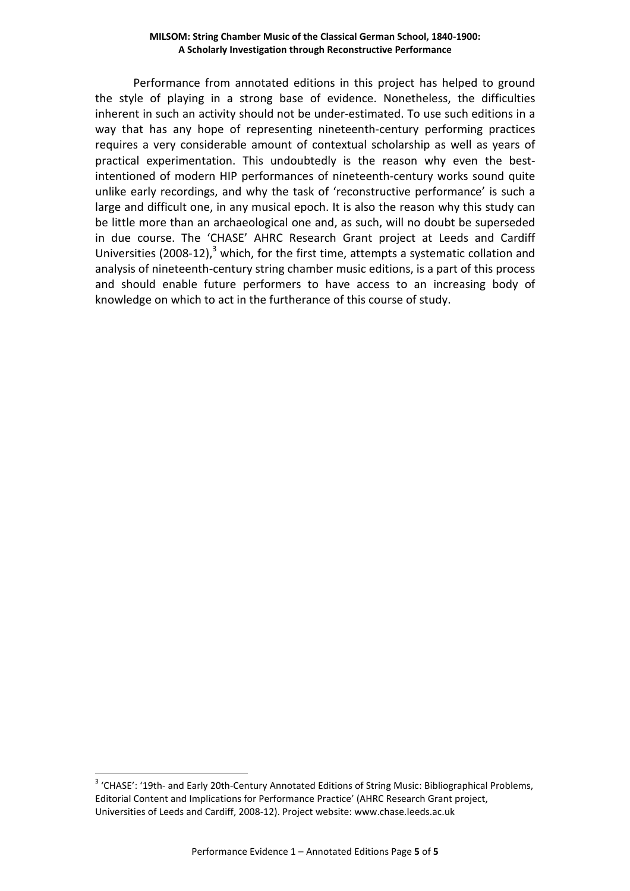Performance from annotated editions in this project has helped to ground the style of playing in a strong base of evidence. Nonetheless, the difficulties inherent in such an activity should not be under-estimated. To use such editions in a way that has any hope of representing nineteenth-century performing practices requires a very considerable amount of contextual scholarship as well as years of practical experimentation. This undoubtedly is the reason why even the best-intentioned of modern HIP performances of nineteenth-century works sound quite unlike early recordings, and why the task of 'reconstructive performance' is such a large and difficult one, in any musical epoch. It is also the reason why this study can be little more than an archaeological one and, as such, will no doubt be superseded in due course. The 'CHASE' AHRC Research Grant project at Leeds and Cardiff Universities (2008-12),[3] which, for the first time, attempts a systematic collation and analysis of nineteenth-century string chamber music editions, is a part of this process and should enable future performers to have access to an increasing body of knowledge on which to act in the furtherance of this course of study.

[3] 'CHASE': '19th- and Early 20th-Century Annotated Editions of String Music: Bibliographical Problems, Editorial Content and Implications for Performance Practice' (AHRC Research Grant project, Universities of Leeds and Cardiff, 2008-12). Project website: www.chase.leeds.ac.uk